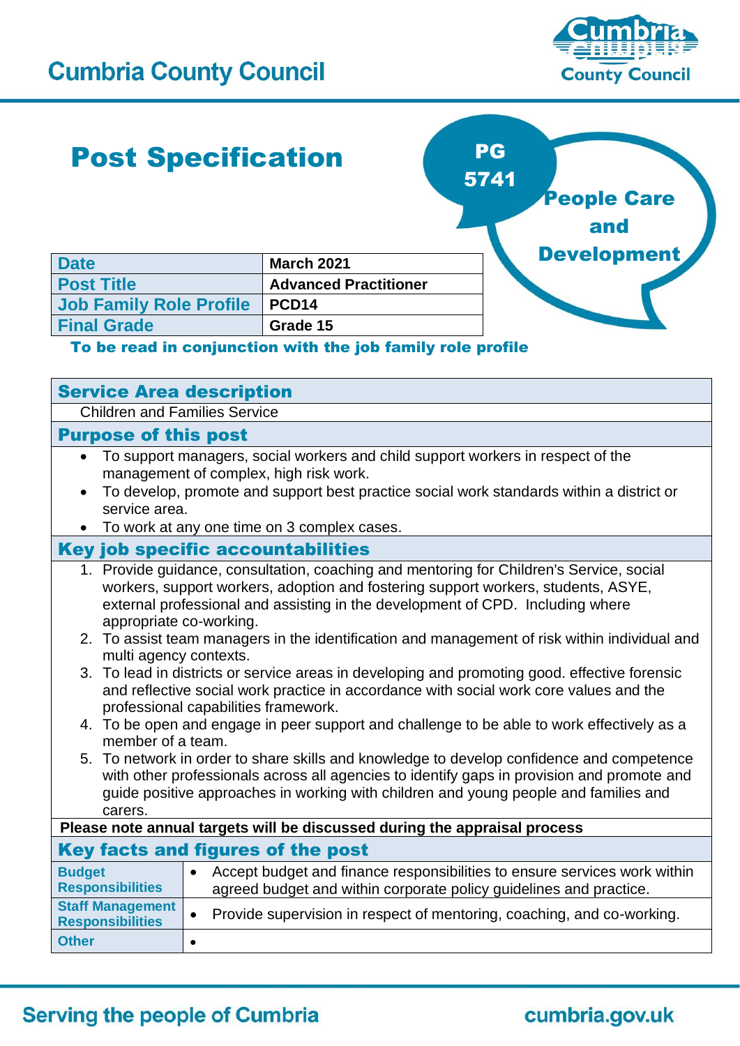# Cumbria County Council

# Post Specification

**PG 5741**

**People Care and Development**

| Date | March 2021 |
|---|---|
| Post Title | Advanced Practitioner |
| Job Family Role Profile | PCD14 |
| Final Grade | Grade 15 |

**To be read in conjunction with the job family role profile**

## Service Area description

Children and Families Service

## Purpose of this post

- To support managers, social workers and child support workers in respect of the management of complex, high risk work.
- To develop, promote and support best practice social work standards within a district or service area.
- To work at any one time on 3 complex cases.

## Key job specific accountabilities

1. Provide guidance, consultation, coaching and mentoring for Children's Service, social workers, support workers, adoption and fostering support workers, students, ASYE, external professional and assisting in the development of CPD. Including where appropriate co-working.
2. To assist team managers in the identification and management of risk within individual and multi agency contexts.
3. To lead in districts or service areas in developing and promoting good. effective forensic and reflective social work practice in accordance with social work core values and the professional capabilities framework.
4. To be open and engage in peer support and challenge to be able to work effectively as a member of a team.
5. To network in order to share skills and knowledge to develop confidence and competence with other professionals across all agencies to identify gaps in provision and promote and guide positive approaches in working with children and young people and families and carers.

**Please note annual targets will be discussed during the appraisal process**

## Key facts and figures of the post

| | |
|---|---|
| Budget Responsibilities | • Accept budget and finance responsibilities to ensure services work within agreed budget and within corporate policy guidelines and practice. |
| Staff Management Responsibilities | • Provide supervision in respect of mentoring, coaching, and co-working. |
| Other | • |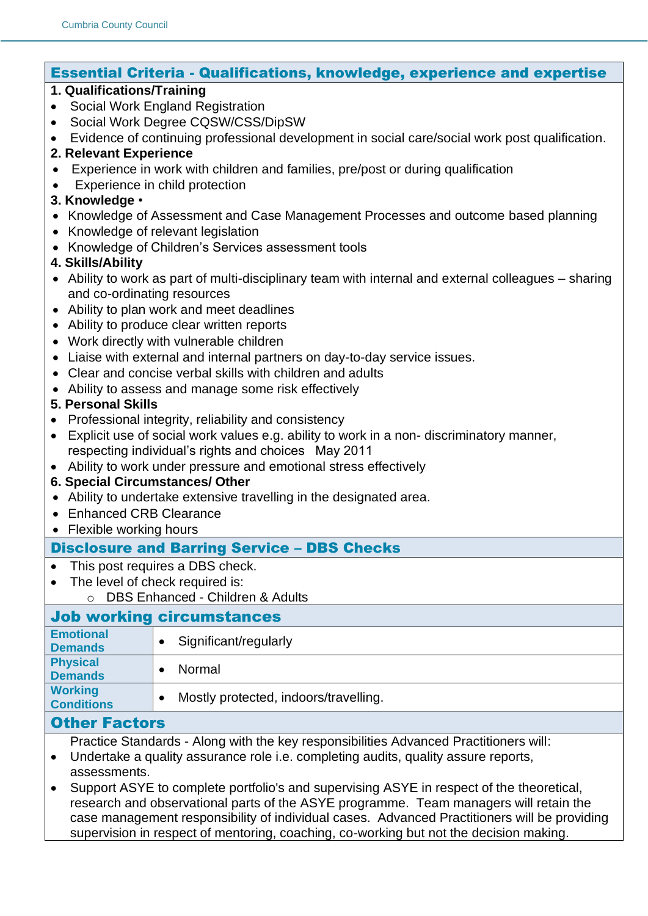## Essential Criteria - Qualifications, knowledge, experience and expertise

**1. Qualifications/Training**

- Social Work England Registration
- Social Work Degree CQSW/CSS/DipSW
- Evidence of continuing professional development in social care/social work post qualification.

**2. Relevant Experience**

- Experience in work with children and families, pre/post or during qualification
- Experience in child protection

**3. Knowledge** •

- Knowledge of Assessment and Case Management Processes and outcome based planning
- Knowledge of relevant legislation
- Knowledge of Children's Services assessment tools

**4. Skills/Ability**

- Ability to work as part of multi-disciplinary team with internal and external colleagues – sharing and co-ordinating resources
- Ability to plan work and meet deadlines
- Ability to produce clear written reports
- Work directly with vulnerable children
- Liaise with external and internal partners on day-to-day service issues.
- Clear and concise verbal skills with children and adults
- Ability to assess and manage some risk effectively

**5. Personal Skills**

- Professional integrity, reliability and consistency
- Explicit use of social work values e.g. ability to work in a non- discriminatory manner, respecting individual's rights and choices May 2011
- Ability to work under pressure and emotional stress effectively

**6. Special Circumstances/ Other**

- Ability to undertake extensive travelling in the designated area.
- Enhanced CRB Clearance
- Flexible working hours

## Disclosure and Barring Service – DBS Checks

- This post requires a DBS check.
- The level of check required is:
  - DBS Enhanced - Children & Adults

## Job working circumstances

| | |
|---|---|
| **Emotional Demands** | • Significant/regularly |
| **Physical Demands** | • Normal |
| **Working Conditions** | • Mostly protected, indoors/travelling. |

## Other Factors

Practice Standards - Along with the key responsibilities Advanced Practitioners will:

- Undertake a quality assurance role i.e. completing audits, quality assure reports, assessments.
- Support ASYE to complete portfolio's and supervising ASYE in respect of the theoretical, research and observational parts of the ASYE programme. Team managers will retain the case management responsibility of individual cases. Advanced Practitioners will be providing supervision in respect of mentoring, coaching, co-working but not the decision making.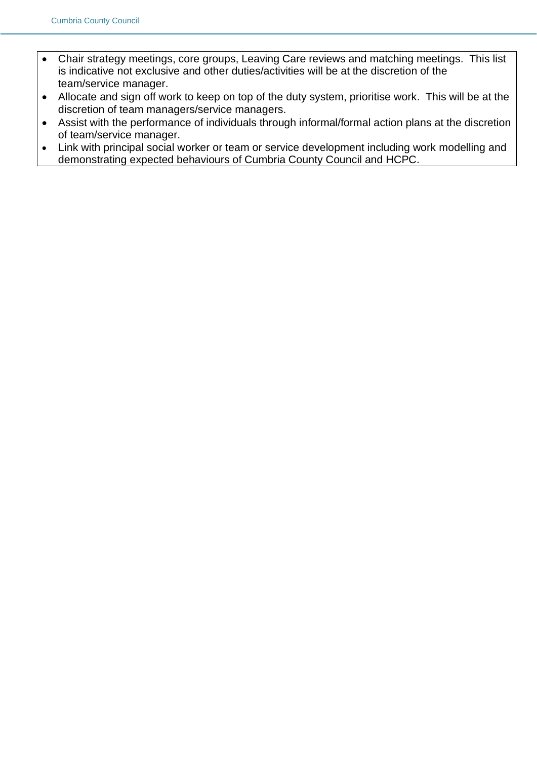- Chair strategy meetings, core groups, Leaving Care reviews and matching meetings. This list is indicative not exclusive and other duties/activities will be at the discretion of the team/service manager.
- Allocate and sign off work to keep on top of the duty system, prioritise work. This will be at the discretion of team managers/service managers.
- Assist with the performance of individuals through informal/formal action plans at the discretion of team/service manager.
- Link with principal social worker or team or service development including work modelling and demonstrating expected behaviours of Cumbria County Council and HCPC.